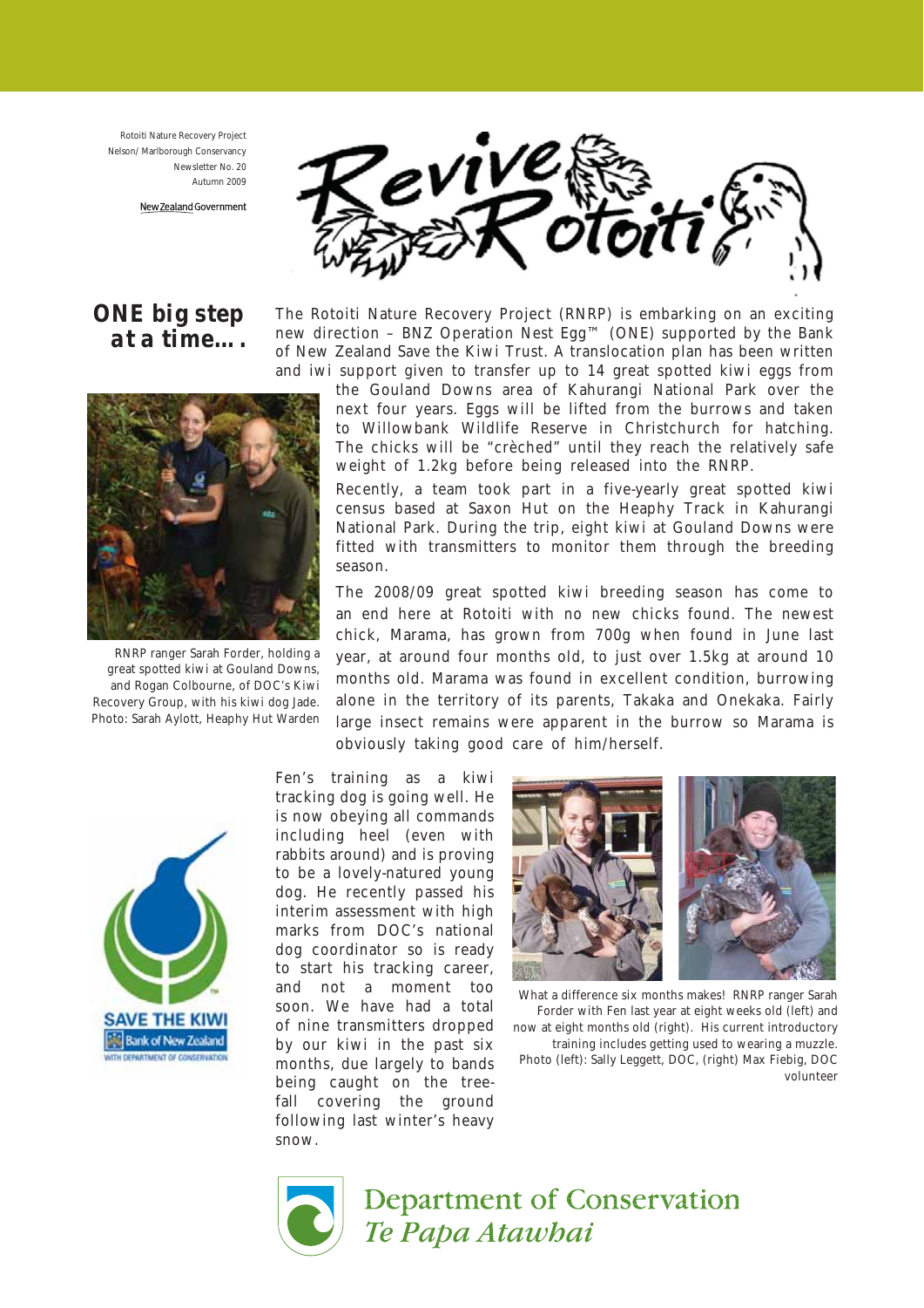Rotoiti Nature Recovery Project
Nelson/ Marlborough Conservancy
Newsletter No. 20
Autumn 2009

# Revive Rotoiti

## ONE big step at a time….

The Rotoiti Nature Recovery Project (RNRP) is embarking on an exciting new direction – BNZ Operation Nest Egg™ (ONE) supported by the Bank of New Zealand Save the Kiwi Trust. A translocation plan has been written and iwi support given to transfer up to 14 great spotted kiwi eggs from the Gouland Downs area of Kahurangi National Park over the next four years. Eggs will be lifted from the burrows and taken to Willowbank Wildlife Reserve in Christchurch for hatching. The chicks will be "crèched" until they reach the relatively safe weight of 1.2kg before being released into the RNRP.

Recently, a team took part in a five-yearly great spotted kiwi census based at Saxon Hut on the Heaphy Track in Kahurangi National Park. During the trip, eight kiwi at Gouland Downs were fitted with transmitters to monitor them through the breeding season.

RNRP ranger Sarah Forder, holding a great spotted kiwi at Gouland Downs, and Rogan Colbourne, of DOC's Kiwi Recovery Group, with his kiwi dog Jade. Photo: Sarah Aylott, Heaphy Hut Warden

The 2008/09 great spotted kiwi breeding season has come to an end here at Rotoiti with no new chicks found. The newest chick, Marama, has grown from 700g when found in June last year, at around four months old, to just over 1.5kg at around 10 months old. Marama was found in excellent condition, burrowing alone in the territory of its parents, Takaka and Onekaka. Fairly large insect remains were apparent in the burrow so Marama is obviously taking good care of him/herself.

Fen's training as a kiwi tracking dog is going well. He is now obeying all commands including heel (even with rabbits around) and is proving to be a lovely-natured young dog. He recently passed his interim assessment with high marks from DOC's national dog coordinator so is ready to start his tracking career, and not a moment too soon. We have had a total of nine transmitters dropped by our kiwi in the past six months, due largely to bands being caught on the tree-fall covering the ground following last winter's heavy snow.

What a difference six months makes! RNRP ranger Sarah Forder with Fen last year at eight weeks old (left) and now at eight months old (right). His current introductory training includes getting used to wearing a muzzle. Photo (left): Sally Leggett, DOC, (right) Max Fiebig, DOC volunteer

SAVE THE KIWI
Bank of New Zealand
WITH DEPARTMENT OF CONSERVATION

Department of Conservation
*Te Papa Atawhai*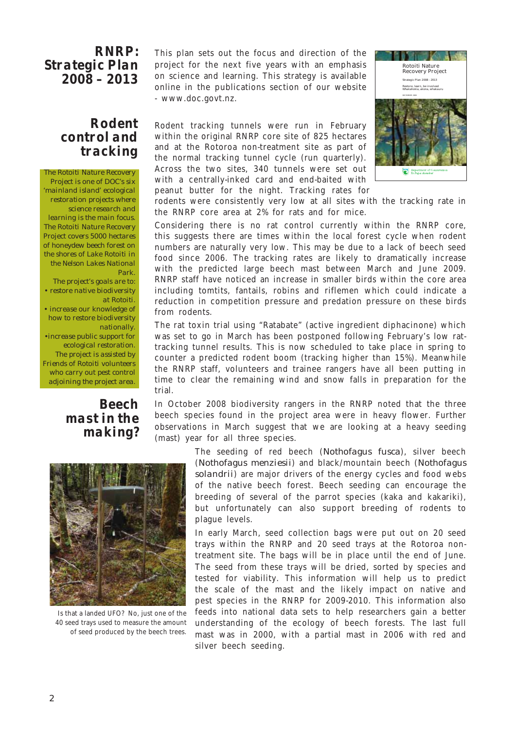## RNRP: Strategic Plan 2008 – 2013

This plan sets out the focus and direction of the project for the next five years with an emphasis on science and learning. This strategy is available online in the publications section of our website - www.doc.govt.nz.

## Rodent control and tracking

The Rotoiti Nature Recovery Project is one of DOC's six 'mainland island' ecological restoration projects where science research and learning is the main focus. The Rotoiti Nature Recovery Project covers 5000 hectares of honeydew beech forest on the shores of Lake Rotoiti in the Nelson Lakes National Park.

The project's goals are to:

- restore native biodiversity at Rotoiti.
- increase our knowledge of how to restore biodiversity nationally.
- increase public support for ecological restoration.

The project is assisted by Friends of Rotoiti volunteers who carry out pest control adjoining the project area.

Rodent tracking tunnels were run in February within the original RNRP core site of 825 hectares and at the Rotoroa non-treatment site as part of the normal tracking tunnel cycle (run quarterly). Across the two sites, 340 tunnels were set out with a centrally-inked card and end-baited with peanut butter for the night. Tracking rates for rodents were consistently very low at all sites with the tracking rate in the RNRP core area at 2% for rats and for mice.

Considering there is no rat control currently within the RNRP core, this suggests there are times within the local forest cycle when rodent numbers are naturally very low. This may be due to a lack of beech seed food since 2006. The tracking rates are likely to dramatically increase with the predicted large beech mast between March and June 2009. RNRP staff have noticed an increase in smaller birds within the core area including tomtits, fantails, robins and riflemen which could indicate a reduction in competition pressure and predation pressure on these birds from rodents.

The rat toxin trial using "Ratabate" (active ingredient diphacinone) which was set to go in March has been postponed following February's low rat-tracking tunnel results. This is now scheduled to take place in spring to counter a predicted rodent boom (tracking higher than 15%). Meanwhile the RNRP staff, volunteers and trainee rangers have all been putting in time to clear the remaining wind and snow falls in preparation for the trial.

## Beech mast in the making?

In October 2008 biodiversity rangers in the RNRP noted that the three beech species found in the project area were in heavy flower. Further observations in March suggest that we are looking at a heavy seeding (mast) year for all three species.

The seeding of red beech (*Nothofagus fusca*), silver beech (*Nothofagus menziesii*) and black/mountain beech (*Nothofagus solandrii*) are major drivers of the energy cycles and food webs of the native beech forest. Beech seeding can encourage the breeding of several of the parrot species (kaka and kakariki), but unfortunately can also support breeding of rodents to plague levels.

In early March, seed collection bags were put out on 20 seed trays within the RNRP and 20 seed trays at the Rotoroa non-treatment site. The bags will be in place until the end of June. The seed from these trays will be dried, sorted by species and tested for viability. This information will help us to predict the scale of the mast and the likely impact on native and pest species in the RNRP for 2009-2010. This information also feeds into national data sets to help researchers gain a better understanding of the ecology of beech forests. The last full mast was in 2000, with a partial mast in 2006 with red and silver beech seeding.

Is that a landed UFO? No, just one of the 40 seed trays used to measure the amount of seed produced by the beech trees.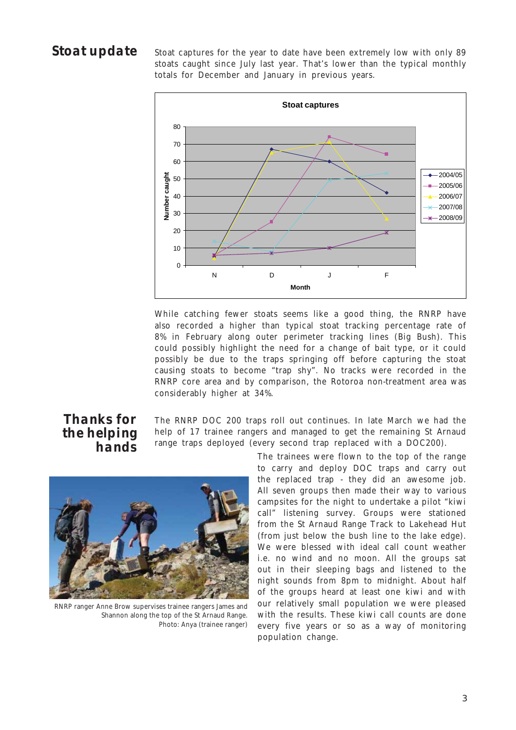## Stoat update

Stoat captures for the year to date have been extremely low with only 89 stoats caught since July last year. That's lower than the typical monthly totals for December and January in previous years.

While catching fewer stoats seems like a good thing, the RNRP have also recorded a higher than typical stoat tracking percentage rate of 8% in February along outer perimeter tracking lines (Big Bush). This could possibly highlight the need for a change of bait type, or it could possibly be due to the traps springing off before capturing the stoat causing stoats to become "trap shy". No tracks were recorded in the RNRP core area and by comparison, the Rotoroa non-treatment area was considerably higher at 34%.

## Thanks for the helping hands

The RNRP DOC 200 traps roll out continues. In late March we had the help of 17 trainee rangers and managed to get the remaining St Arnaud range traps deployed (every second trap replaced with a DOC200).

The trainees were flown to the top of the range to carry and deploy DOC traps and carry out the replaced trap - they did an awesome job. All seven groups then made their way to various campsites for the night to undertake a pilot "kiwi call" listening survey. Groups were stationed from the St Arnaud Range Track to Lakehead Hut (from just below the bush line to the lake edge). We were blessed with ideal call count weather i.e. no wind and no moon. All the groups sat out in their sleeping bags and listened to the night sounds from 8pm to midnight. About half of the groups heard at least one kiwi and with our relatively small population we were pleased with the results. These kiwi call counts are done every five years or so as a way of monitoring population change.

RNRP ranger Anne Brow supervises trainee rangers James and Shannon along the top of the St Arnaud Range. Photo: Anya (trainee ranger)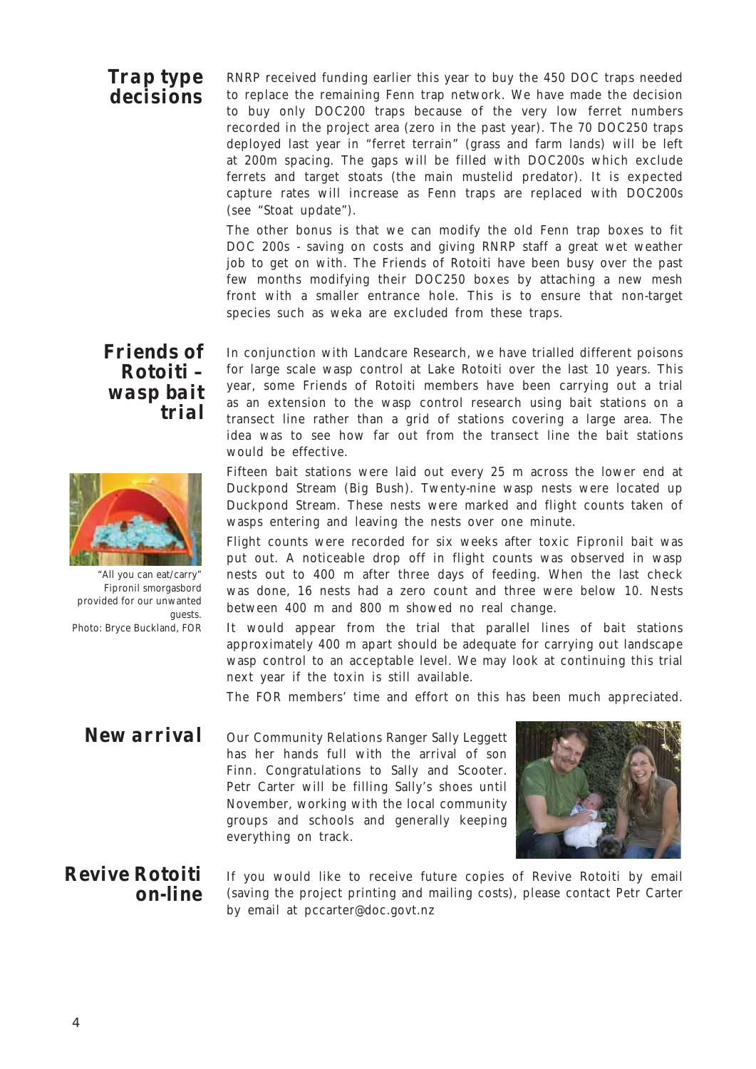## Trap type decisions

RNRP received funding earlier this year to buy the 450 DOC traps needed to replace the remaining Fenn trap network. We have made the decision to buy only DOC200 traps because of the very low ferret numbers recorded in the project area (zero in the past year). The 70 DOC250 traps deployed last year in "ferret terrain" (grass and farm lands) will be left at 200m spacing. The gaps will be filled with DOC200s which exclude ferrets and target stoats (the main mustelid predator). It is expected capture rates will increase as Fenn traps are replaced with DOC200s (see "Stoat update").

The other bonus is that we can modify the old Fenn trap boxes to fit DOC 200s - saving on costs and giving RNRP staff a great wet weather job to get on with. The Friends of Rotoiti have been busy over the past few months modifying their DOC250 boxes by attaching a new mesh front with a smaller entrance hole. This is to ensure that non-target species such as weka are excluded from these traps.

## Friends of Rotoiti – wasp bait trial

In conjunction with Landcare Research, we have trialled different poisons for large scale wasp control at Lake Rotoiti over the last 10 years. This year, some Friends of Rotoiti members have been carrying out a trial as an extension to the wasp control research using bait stations on a transect line rather than a grid of stations covering a large area. The idea was to see how far out from the transect line the bait stations would be effective.

Fifteen bait stations were laid out every 25 m across the lower end at Duckpond Stream (Big Bush). Twenty-nine wasp nests were located up Duckpond Stream. These nests were marked and flight counts taken of wasps entering and leaving the nests over one minute.

Flight counts were recorded for six weeks after toxic Fipronil bait was put out. A noticeable drop off in flight counts was observed in wasp nests out to 400 m after three days of feeding. When the last check was done, 16 nests had a zero count and three were below 10. Nests between 400 m and 800 m showed no real change.

It would appear from the trial that parallel lines of bait stations approximately 400 m apart should be adequate for carrying out landscape wasp control to an acceptable level. We may look at continuing this trial next year if the toxin is still available.

The FOR members' time and effort on this has been much appreciated.

"All you can eat/carry" Fipronil smorgasbord provided for our unwanted guests.
Photo: Bryce Buckland, FOR

## New arrival

Our Community Relations Ranger Sally Leggett has her hands full with the arrival of son Finn. Congratulations to Sally and Scooter. Petr Carter will be filling Sally's shoes until November, working with the local community groups and schools and generally keeping everything on track.

## Revive Rotoiti on-line

If you would like to receive future copies of Revive Rotoiti by email (saving the project printing and mailing costs), please contact Petr Carter by email at pccarter@doc.govt.nz